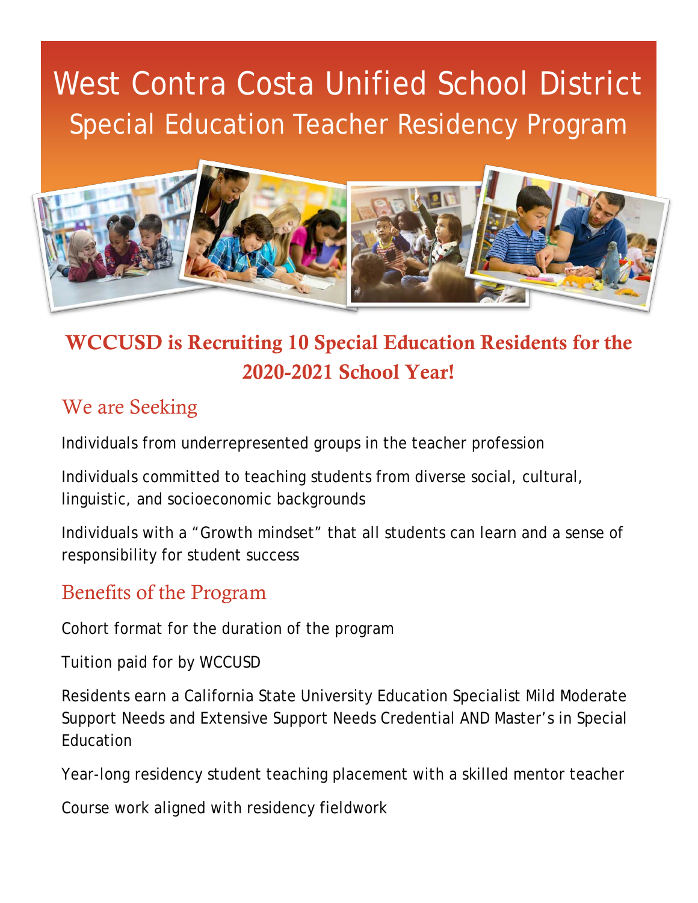# West Contra Costa Unified School District

## Special Education Teacher Residency Program

## WCCUSD is Recruiting 10 Special Education Residents for the 2020-2021 School Year!

### We are Seeking

Individuals from underrepresented groups in the teacher profession

Individuals committed to teaching students from diverse social, cultural, linguistic, and socioeconomic backgrounds

Individuals with a "Growth mindset" that all students can learn and a sense of responsibility for student success

### Benefits of the Program

Cohort format for the duration of the program

Tuition paid for by WCCUSD

Residents earn a California State University Education Specialist Mild Moderate Support Needs and Extensive Support Needs Credential AND Master's in Special Education

Year-long residency student teaching placement with a skilled mentor teacher

Course work aligned with residency fieldwork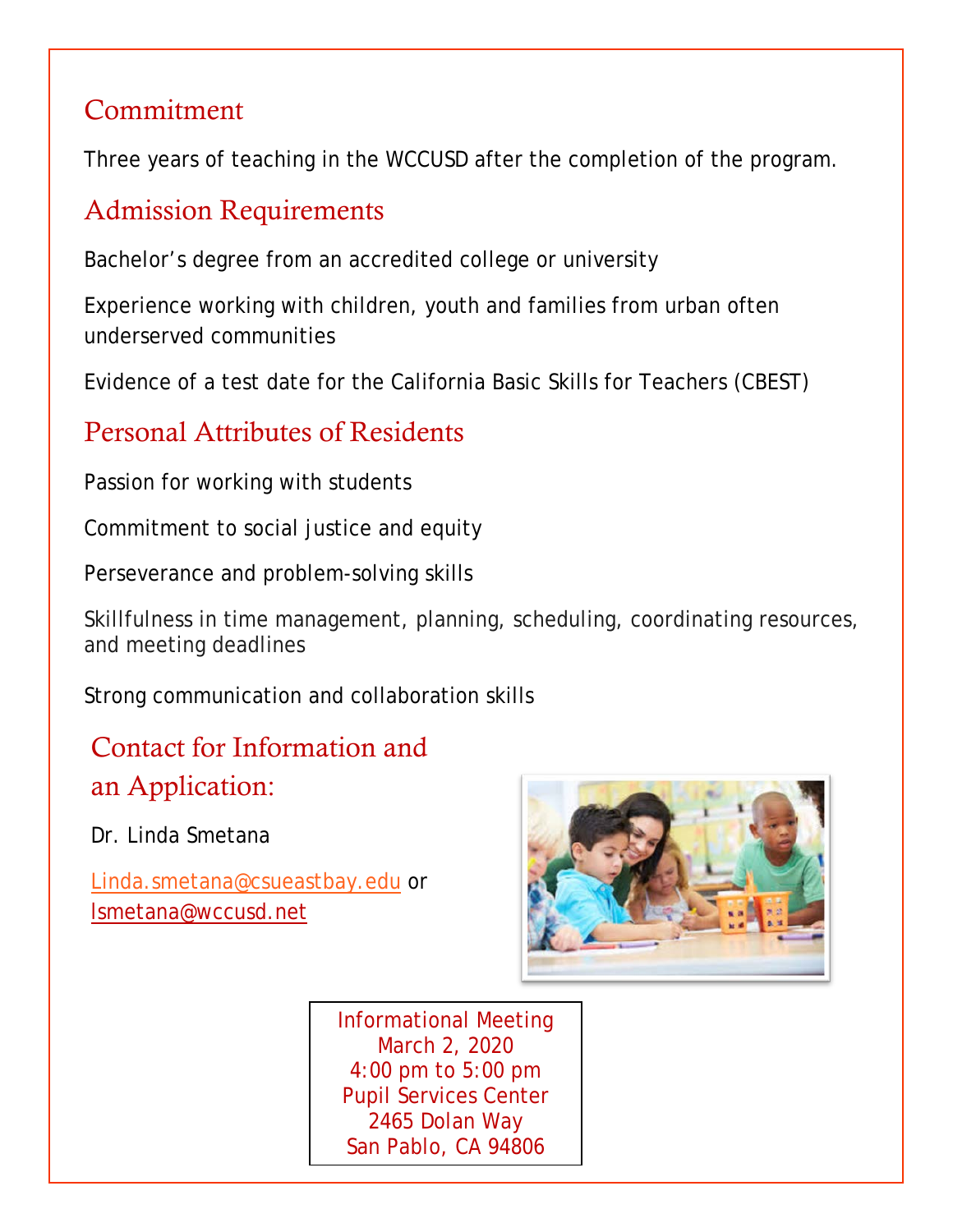## Commitment

Three years of teaching in the WCCUSD after the completion of the program.

## Admission Requirements

Bachelor's degree from an accredited college or university

Experience working with children, youth and families from urban often underserved communities

Evidence of a test date for the California Basic Skills for Teachers (CBEST)

## Personal Attributes of Residents

Passion for working with students

Commitment to social justice and equity

Perseverance and problem-solving skills

Skillfulness in time management, planning, scheduling, coordinating resources, and meeting deadlines

Strong communication and collaboration skills

## Contact for Information and an Application:

Dr. Linda Smetana

Linda.smetana@csueastbay.edu or lsmetana@wccusd.net

Informational Meeting
March 2, 2020
4:00 pm to 5:00 pm
Pupil Services Center
2465 Dolan Way
San Pablo, CA 94806